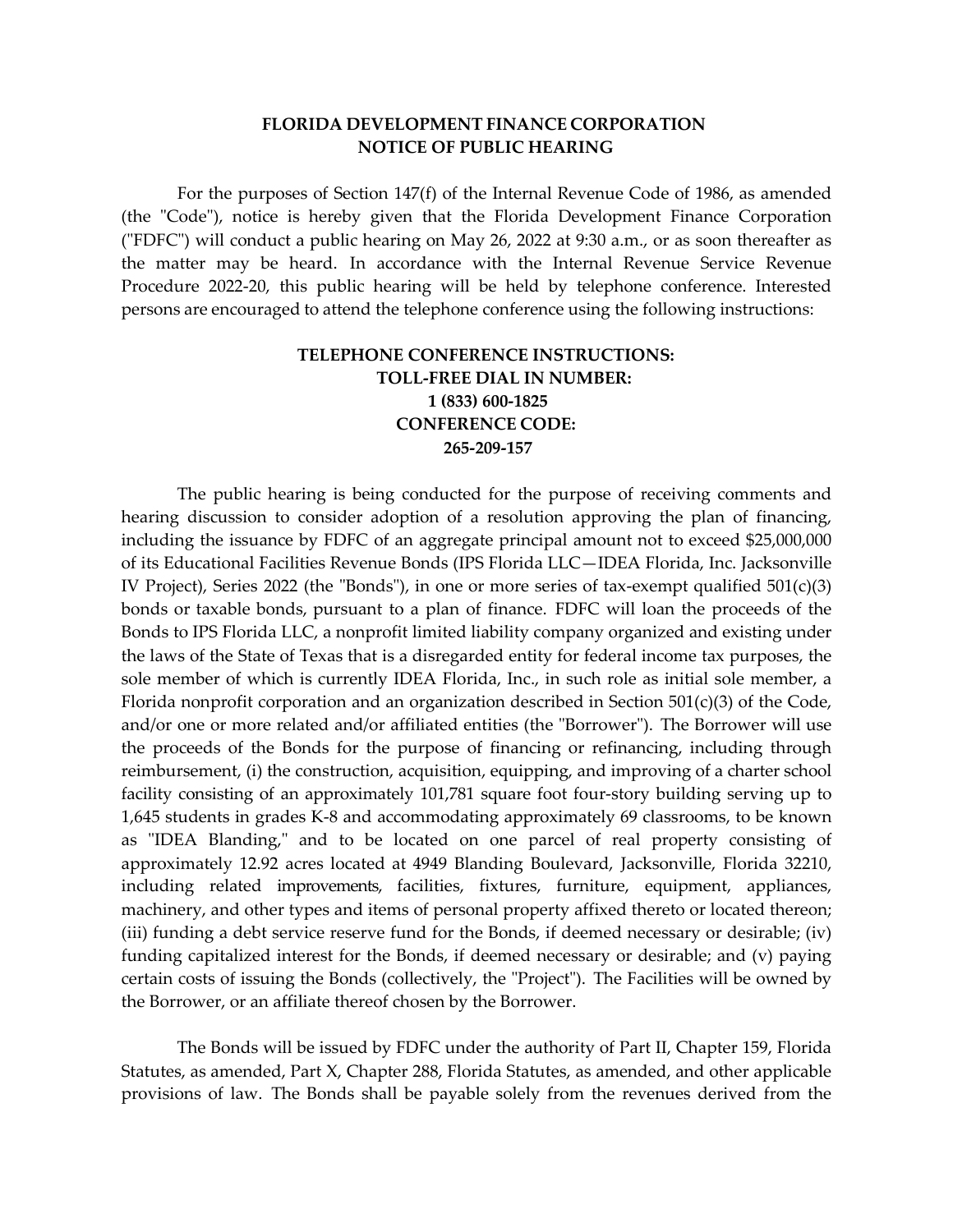**FLORIDA DEVELOPMENT FINANCE CORPORATION**
**NOTICE OF PUBLIC HEARING**

For the purposes of Section 147(f) of the Internal Revenue Code of 1986, as amended (the "Code"), notice is hereby given that the Florida Development Finance Corporation ("FDFC") will conduct a public hearing on May 26, 2022 at 9:30 a.m., or as soon thereafter as the matter may be heard. In accordance with the Internal Revenue Service Revenue Procedure 2022-20, this public hearing will be held by telephone conference. Interested persons are encouraged to attend the telephone conference using the following instructions:

**TELEPHONE CONFERENCE INSTRUCTIONS:**
**TOLL-FREE DIAL IN NUMBER:**
**1 (833) 600-1825**
**CONFERENCE CODE:**
**265-209-157**

The public hearing is being conducted for the purpose of receiving comments and hearing discussion to consider adoption of a resolution approving the plan of financing, including the issuance by FDFC of an aggregate principal amount not to exceed $25,000,000 of its Educational Facilities Revenue Bonds (IPS Florida LLC—IDEA Florida, Inc. Jacksonville IV Project), Series 2022 (the "Bonds"), in one or more series of tax-exempt qualified 501(c)(3) bonds or taxable bonds, pursuant to a plan of finance. FDFC will loan the proceeds of the Bonds to IPS Florida LLC, a nonprofit limited liability company organized and existing under the laws of the State of Texas that is a disregarded entity for federal income tax purposes, the sole member of which is currently IDEA Florida, Inc., in such role as initial sole member, a Florida nonprofit corporation and an organization described in Section 501(c)(3) of the Code, and/or one or more related and/or affiliated entities (the "Borrower"). The Borrower will use the proceeds of the Bonds for the purpose of financing or refinancing, including through reimbursement, (i) the construction, acquisition, equipping, and improving of a charter school facility consisting of an approximately 101,781 square foot four-story building serving up to 1,645 students in grades K-8 and accommodating approximately 69 classrooms, to be known as "IDEA Blanding," and to be located on one parcel of real property consisting of approximately 12.92 acres located at 4949 Blanding Boulevard, Jacksonville, Florida 32210, including related improvements, facilities, fixtures, furniture, equipment, appliances, machinery, and other types and items of personal property affixed thereto or located thereon; (iii) funding a debt service reserve fund for the Bonds, if deemed necessary or desirable; (iv) funding capitalized interest for the Bonds, if deemed necessary or desirable; and (v) paying certain costs of issuing the Bonds (collectively, the "Project"). The Facilities will be owned by the Borrower, or an affiliate thereof chosen by the Borrower.

The Bonds will be issued by FDFC under the authority of Part II, Chapter 159, Florida Statutes, as amended, Part X, Chapter 288, Florida Statutes, as amended, and other applicable provisions of law. The Bonds shall be payable solely from the revenues derived from the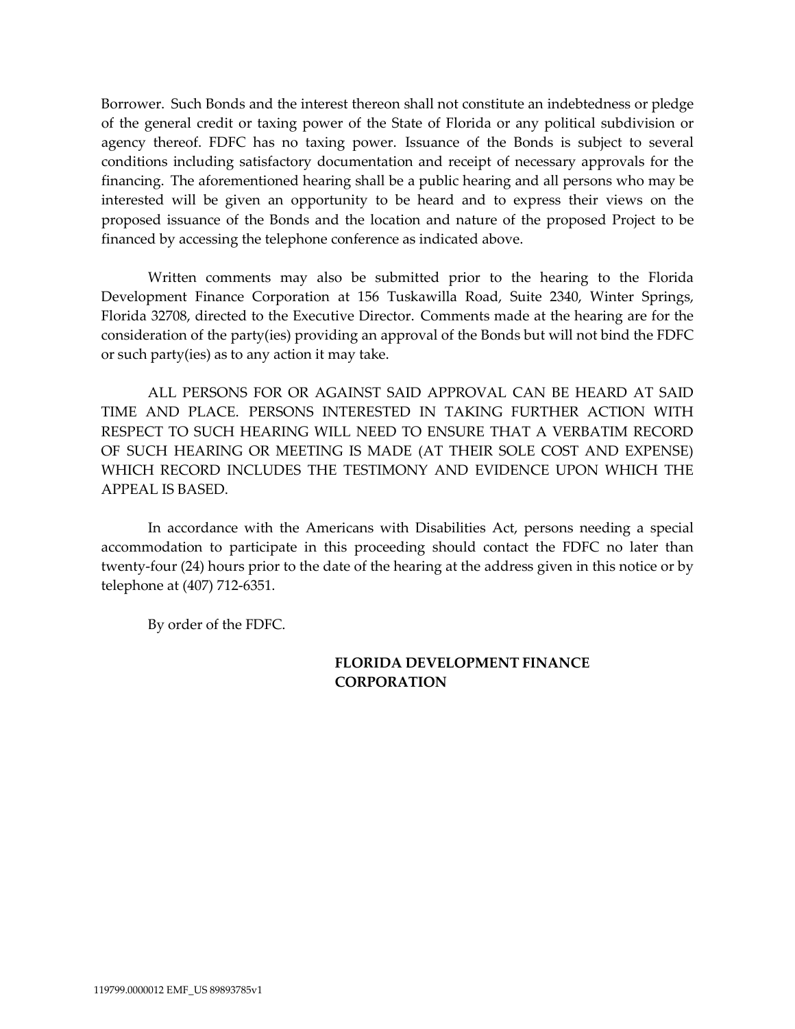Borrower. Such Bonds and the interest thereon shall not constitute an indebtedness or pledge of the general credit or taxing power of the State of Florida or any political subdivision or agency thereof. FDFC has no taxing power. Issuance of the Bonds is subject to several conditions including satisfactory documentation and receipt of necessary approvals for the financing. The aforementioned hearing shall be a public hearing and all persons who may be interested will be given an opportunity to be heard and to express their views on the proposed issuance of the Bonds and the location and nature of the proposed Project to be financed by accessing the telephone conference as indicated above.

Written comments may also be submitted prior to the hearing to the Florida Development Finance Corporation at 156 Tuskawilla Road, Suite 2340, Winter Springs, Florida 32708, directed to the Executive Director. Comments made at the hearing are for the consideration of the party(ies) providing an approval of the Bonds but will not bind the FDFC or such party(ies) as to any action it may take.

ALL PERSONS FOR OR AGAINST SAID APPROVAL CAN BE HEARD AT SAID TIME AND PLACE. PERSONS INTERESTED IN TAKING FURTHER ACTION WITH RESPECT TO SUCH HEARING WILL NEED TO ENSURE THAT A VERBATIM RECORD OF SUCH HEARING OR MEETING IS MADE (AT THEIR SOLE COST AND EXPENSE) WHICH RECORD INCLUDES THE TESTIMONY AND EVIDENCE UPON WHICH THE APPEAL IS BASED.

In accordance with the Americans with Disabilities Act, persons needing a special accommodation to participate in this proceeding should contact the FDFC no later than twenty-four (24) hours prior to the date of the hearing at the address given in this notice or by telephone at (407) 712-6351.

By order of the FDFC.

**FLORIDA DEVELOPMENT FINANCE CORPORATION**

119799.0000012 EMF_US 89893785v1